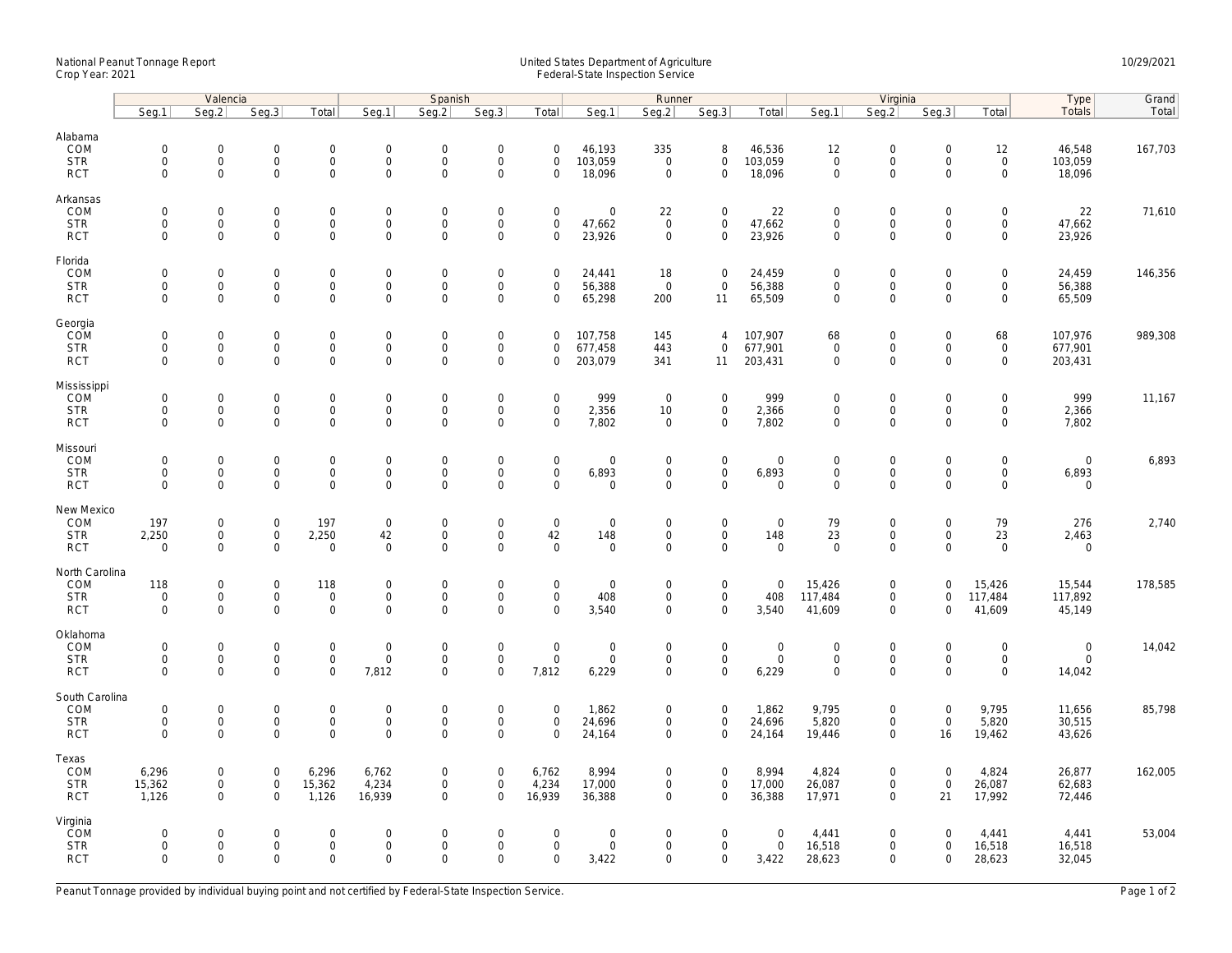National Peanut Tonnage Report
Crop Year: 2021

United States Department of Agriculture
Federal-State Inspection Service

10/29/2021

| | Valencia | | | | Spanish | | | | Runner | | | | Virginia | | | | Type | Grand |
|---|---|---|---|---|---|---|---|---|---|---|---|---|---|---|---|---|---|---|
| | Seg.1 | Seg.2 | Seg.3 | Total | Seg.1 | Seg.2 | Seg.3 | Total | Seg.1 | Seg.2 | Seg.3 | Total | Seg.1 | Seg.2 | Seg.3 | Total | Totals | Total |
| **Alabama** | | | | | | | | | | | | | | | | | | |
| COM | 0 | 0 | 0 | 0 | 0 | 0 | 0 | 0 | 46,193 | 335 | 8 | 46,536 | 12 | 0 | 0 | 12 | 46,548 | 167,703 |
| STR | 0 | 0 | 0 | 0 | 0 | 0 | 0 | 0 | 103,059 | 0 | 0 | 103,059 | 0 | 0 | 0 | 0 | 103,059 | |
| RCT | 0 | 0 | 0 | 0 | 0 | 0 | 0 | 0 | 18,096 | 0 | 0 | 18,096 | 0 | 0 | 0 | 0 | 18,096 | |
| **Arkansas** | | | | | | | | | | | | | | | | | | |
| COM | 0 | 0 | 0 | 0 | 0 | 0 | 0 | 0 | 0 | 22 | 0 | 22 | 0 | 0 | 0 | 0 | 22 | 71,610 |
| STR | 0 | 0 | 0 | 0 | 0 | 0 | 0 | 0 | 47,662 | 0 | 0 | 47,662 | 0 | 0 | 0 | 0 | 47,662 | |
| RCT | 0 | 0 | 0 | 0 | 0 | 0 | 0 | 0 | 23,926 | 0 | 0 | 23,926 | 0 | 0 | 0 | 0 | 23,926 | |
| **Florida** | | | | | | | | | | | | | | | | | | |
| COM | 0 | 0 | 0 | 0 | 0 | 0 | 0 | 0 | 24,441 | 18 | 0 | 24,459 | 0 | 0 | 0 | 0 | 24,459 | 146,356 |
| STR | 0 | 0 | 0 | 0 | 0 | 0 | 0 | 0 | 56,388 | 0 | 0 | 56,388 | 0 | 0 | 0 | 0 | 56,388 | |
| RCT | 0 | 0 | 0 | 0 | 0 | 0 | 0 | 0 | 65,298 | 200 | 11 | 65,509 | 0 | 0 | 0 | 0 | 65,509 | |
| **Georgia** | | | | | | | | | | | | | | | | | | |
| COM | 0 | 0 | 0 | 0 | 0 | 0 | 0 | 0 | 107,758 | 145 | 4 | 107,907 | 68 | 0 | 0 | 68 | 107,976 | 989,308 |
| STR | 0 | 0 | 0 | 0 | 0 | 0 | 0 | 0 | 677,458 | 443 | 0 | 677,901 | 0 | 0 | 0 | 0 | 677,901 | |
| RCT | 0 | 0 | 0 | 0 | 0 | 0 | 0 | 0 | 203,079 | 341 | 11 | 203,431 | 0 | 0 | 0 | 0 | 203,431 | |
| **Mississippi** | | | | | | | | | | | | | | | | | | |
| COM | 0 | 0 | 0 | 0 | 0 | 0 | 0 | 0 | 999 | 0 | 0 | 999 | 0 | 0 | 0 | 0 | 999 | 11,167 |
| STR | 0 | 0 | 0 | 0 | 0 | 0 | 0 | 0 | 2,356 | 10 | 0 | 2,366 | 0 | 0 | 0 | 0 | 2,366 | |
| RCT | 0 | 0 | 0 | 0 | 0 | 0 | 0 | 0 | 7,802 | 0 | 0 | 7,802 | 0 | 0 | 0 | 0 | 7,802 | |
| **Missouri** | | | | | | | | | | | | | | | | | | |
| COM | 0 | 0 | 0 | 0 | 0 | 0 | 0 | 0 | 0 | 0 | 0 | 0 | 0 | 0 | 0 | 0 | 0 | 6,893 |
| STR | 0 | 0 | 0 | 0 | 0 | 0 | 0 | 0 | 6,893 | 0 | 0 | 6,893 | 0 | 0 | 0 | 0 | 6,893 | |
| RCT | 0 | 0 | 0 | 0 | 0 | 0 | 0 | 0 | 0 | 0 | 0 | 0 | 0 | 0 | 0 | 0 | 0 | |
| **New Mexico** | | | | | | | | | | | | | | | | | | |
| COM | 197 | 0 | 0 | 197 | 0 | 0 | 0 | 0 | 0 | 0 | 0 | 0 | 79 | 0 | 0 | 79 | 276 | 2,740 |
| STR | 2,250 | 0 | 0 | 2,250 | 42 | 0 | 0 | 42 | 148 | 0 | 0 | 148 | 23 | 0 | 0 | 23 | 2,463 | |
| RCT | 0 | 0 | 0 | 0 | 0 | 0 | 0 | 0 | 0 | 0 | 0 | 0 | 0 | 0 | 0 | 0 | 0 | |
| **North Carolina** | | | | | | | | | | | | | | | | | | |
| COM | 118 | 0 | 0 | 118 | 0 | 0 | 0 | 0 | 0 | 0 | 0 | 0 | 15,426 | 0 | 0 | 15,426 | 15,544 | 178,585 |
| STR | 0 | 0 | 0 | 0 | 0 | 0 | 0 | 0 | 408 | 0 | 0 | 408 | 117,484 | 0 | 0 | 117,484 | 117,892 | |
| RCT | 0 | 0 | 0 | 0 | 0 | 0 | 0 | 0 | 3,540 | 0 | 0 | 3,540 | 41,609 | 0 | 0 | 41,609 | 45,149 | |
| **Oklahoma** | | | | | | | | | | | | | | | | | | |
| COM | 0 | 0 | 0 | 0 | 0 | 0 | 0 | 0 | 0 | 0 | 0 | 0 | 0 | 0 | 0 | 0 | 0 | 14,042 |
| STR | 0 | 0 | 0 | 0 | 0 | 0 | 0 | 0 | 0 | 0 | 0 | 0 | 0 | 0 | 0 | 0 | 0 | |
| RCT | 0 | 0 | 0 | 0 | 7,812 | 0 | 0 | 7,812 | 6,229 | 0 | 0 | 6,229 | 0 | 0 | 0 | 0 | 14,042 | |
| **South Carolina** | | | | | | | | | | | | | | | | | | |
| COM | 0 | 0 | 0 | 0 | 0 | 0 | 0 | 0 | 1,862 | 0 | 0 | 1,862 | 9,795 | 0 | 0 | 9,795 | 11,656 | 85,798 |
| STR | 0 | 0 | 0 | 0 | 0 | 0 | 0 | 0 | 24,696 | 0 | 0 | 24,696 | 5,820 | 0 | 0 | 5,820 | 30,515 | |
| RCT | 0 | 0 | 0 | 0 | 0 | 0 | 0 | 0 | 24,164 | 0 | 0 | 24,164 | 19,446 | 0 | 16 | 19,462 | 43,626 | |
| **Texas** | | | | | | | | | | | | | | | | | | |
| COM | 6,296 | 0 | 0 | 6,296 | 6,762 | 0 | 0 | 6,762 | 8,994 | 0 | 0 | 8,994 | 4,824 | 0 | 0 | 4,824 | 26,877 | 162,005 |
| STR | 15,362 | 0 | 0 | 15,362 | 4,234 | 0 | 0 | 4,234 | 17,000 | 0 | 0 | 17,000 | 26,087 | 0 | 0 | 26,087 | 62,683 | |
| RCT | 1,126 | 0 | 0 | 1,126 | 16,939 | 0 | 0 | 16,939 | 36,388 | 0 | 0 | 36,388 | 17,971 | 0 | 21 | 17,992 | 72,446 | |
| **Virginia** | | | | | | | | | | | | | | | | | | |
| COM | 0 | 0 | 0 | 0 | 0 | 0 | 0 | 0 | 0 | 0 | 0 | 0 | 4,441 | 0 | 0 | 4,441 | 4,441 | 53,004 |
| STR | 0 | 0 | 0 | 0 | 0 | 0 | 0 | 0 | 0 | 0 | 0 | 0 | 16,518 | 0 | 0 | 16,518 | 16,518 | |
| RCT | 0 | 0 | 0 | 0 | 0 | 0 | 0 | 0 | 3,422 | 0 | 0 | 3,422 | 28,623 | 0 | 0 | 28,623 | 32,045 | |

Peanut Tonnage provided by individual buying point and not certified by Federal-State Inspection Service.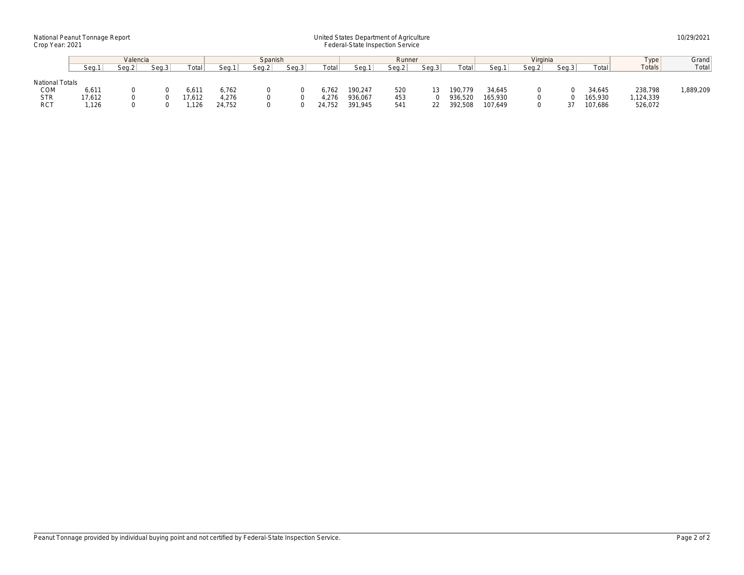National Peanut Tonnage Report
Crop Year: 2021

United States Department of Agriculture
Federal-State Inspection Service

10/29/2021

| | Valencia | | | | Spanish | | | | Runner | | | | Virginia | | | | Type | Grand |
|---|---|---|---|---|---|---|---|---|---|---|---|---|---|---|---|---|---|---|
| | Seg.1 | Seg.2 | Seg.3 | Total | Seg.1 | Seg.2 | Seg.3 | Total | Seg.1 | Seg.2 | Seg.3 | Total | Seg.1 | Seg.2 | Seg.3 | Total | Totals | Total |
| National Totals | | | | | | | | | | | | | | | | | | |
| COM | 6,611 | 0 | 0 | 6,611 | 6,762 | 0 | 0 | 6,762 | 190,247 | 520 | 13 | 190,779 | 34,645 | 0 | 0 | 34,645 | 238,798 | 1,889,209 |
| STR | 17,612 | 0 | 0 | 17,612 | 4,276 | 0 | 0 | 4,276 | 936,067 | 453 | 0 | 936,520 | 165,930 | 0 | 0 | 165,930 | 1,124,339 | |
| RCT | 1,126 | 0 | 0 | 1,126 | 24,752 | 0 | 0 | 24,752 | 391,945 | 541 | 22 | 392,508 | 107,649 | 0 | 37 | 107,686 | 526,072 | |

Peanut Tonnage provided by individual buying point and not certified by Federal-State Inspection Service.